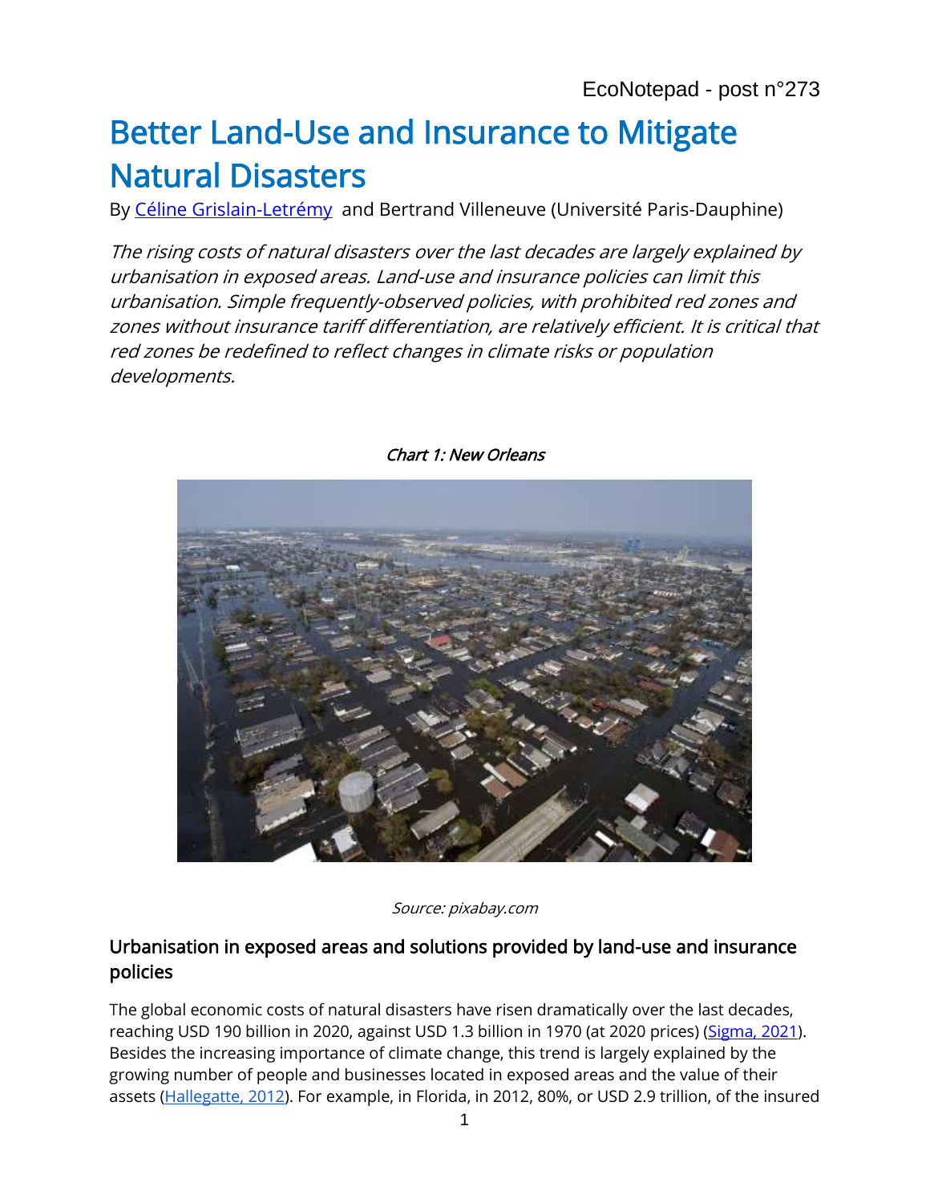EcoNotepad - post n°273

# Better Land-Use and Insurance to Mitigate Natural Disasters

By [Céline Grislain-Letrémy](#) and Bertrand Villeneuve (Université Paris-Dauphine)

*The rising costs of natural disasters over the last decades are largely explained by urbanisation in exposed areas. Land-use and insurance policies can limit this urbanisation. Simple frequently-observed policies, with prohibited red zones and zones without insurance tariff differentiation, are relatively efficient. It is critical that red zones be redefined to reflect changes in climate risks or population developments.*

*Chart 1: New Orleans*

*Source: pixabay.com*

## Urbanisation in exposed areas and solutions provided by land-use and insurance policies

The global economic costs of natural disasters have risen dramatically over the last decades, reaching USD 190 billion in 2020, against USD 1.3 billion in 1970 (at 2020 prices) ([Sigma, 2021](#)). Besides the increasing importance of climate change, this trend is largely explained by the growing number of people and businesses located in exposed areas and the value of their assets ([Hallegatte, 2012](#)). For example, in Florida, in 2012, 80%, or USD 2.9 trillion, of the insured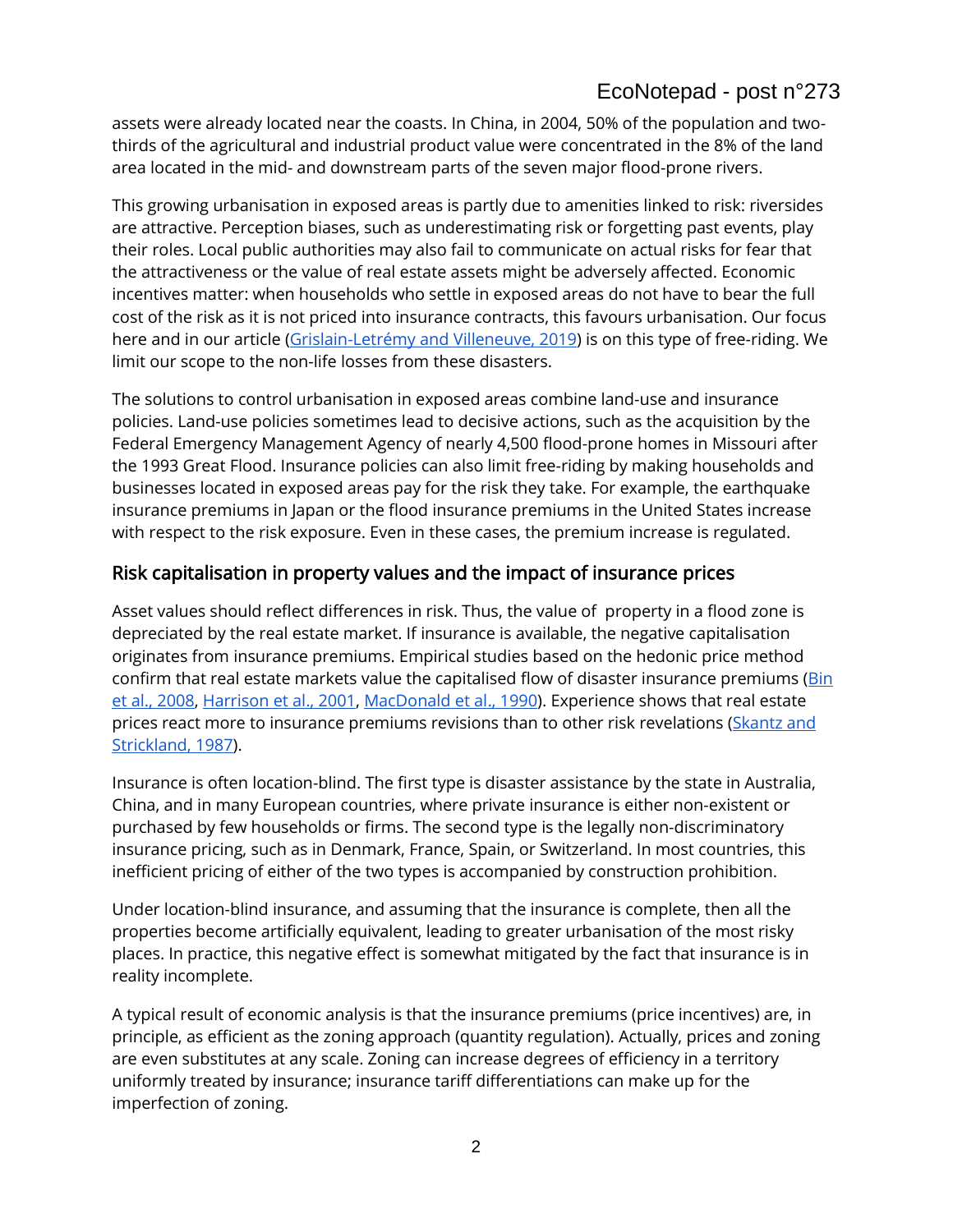assets were already located near the coasts. In China, in 2004, 50% of the population and two-thirds of the agricultural and industrial product value were concentrated in the 8% of the land area located in the mid- and downstream parts of the seven major flood-prone rivers.

This growing urbanisation in exposed areas is partly due to amenities linked to risk: riversides are attractive. Perception biases, such as underestimating risk or forgetting past events, play their roles. Local public authorities may also fail to communicate on actual risks for fear that the attractiveness or the value of real estate assets might be adversely affected. Economic incentives matter: when households who settle in exposed areas do not have to bear the full cost of the risk as it is not priced into insurance contracts, this favours urbanisation. Our focus here and in our article (Grislain-Letrémy and Villeneuve, 2019) is on this type of free-riding. We limit our scope to the non-life losses from these disasters.

The solutions to control urbanisation in exposed areas combine land-use and insurance policies. Land-use policies sometimes lead to decisive actions, such as the acquisition by the Federal Emergency Management Agency of nearly 4,500 flood-prone homes in Missouri after the 1993 Great Flood. Insurance policies can also limit free-riding by making households and businesses located in exposed areas pay for the risk they take. For example, the earthquake insurance premiums in Japan or the flood insurance premiums in the United States increase with respect to the risk exposure. Even in these cases, the premium increase is regulated.

## Risk capitalisation in property values and the impact of insurance prices

Asset values should reflect differences in risk. Thus, the value of property in a flood zone is depreciated by the real estate market. If insurance is available, the negative capitalisation originates from insurance premiums. Empirical studies based on the hedonic price method confirm that real estate markets value the capitalised flow of disaster insurance premiums (Bin et al., 2008, Harrison et al., 2001, MacDonald et al., 1990). Experience shows that real estate prices react more to insurance premiums revisions than to other risk revelations (Skantz and Strickland, 1987).

Insurance is often location-blind. The first type is disaster assistance by the state in Australia, China, and in many European countries, where private insurance is either non-existent or purchased by few households or firms. The second type is the legally non-discriminatory insurance pricing, such as in Denmark, France, Spain, or Switzerland. In most countries, this inefficient pricing of either of the two types is accompanied by construction prohibition.

Under location-blind insurance, and assuming that the insurance is complete, then all the properties become artificially equivalent, leading to greater urbanisation of the most risky places. In practice, this negative effect is somewhat mitigated by the fact that insurance is in reality incomplete.

A typical result of economic analysis is that the insurance premiums (price incentives) are, in principle, as efficient as the zoning approach (quantity regulation). Actually, prices and zoning are even substitutes at any scale. Zoning can increase degrees of efficiency in a territory uniformly treated by insurance; insurance tariff differentiations can make up for the imperfection of zoning.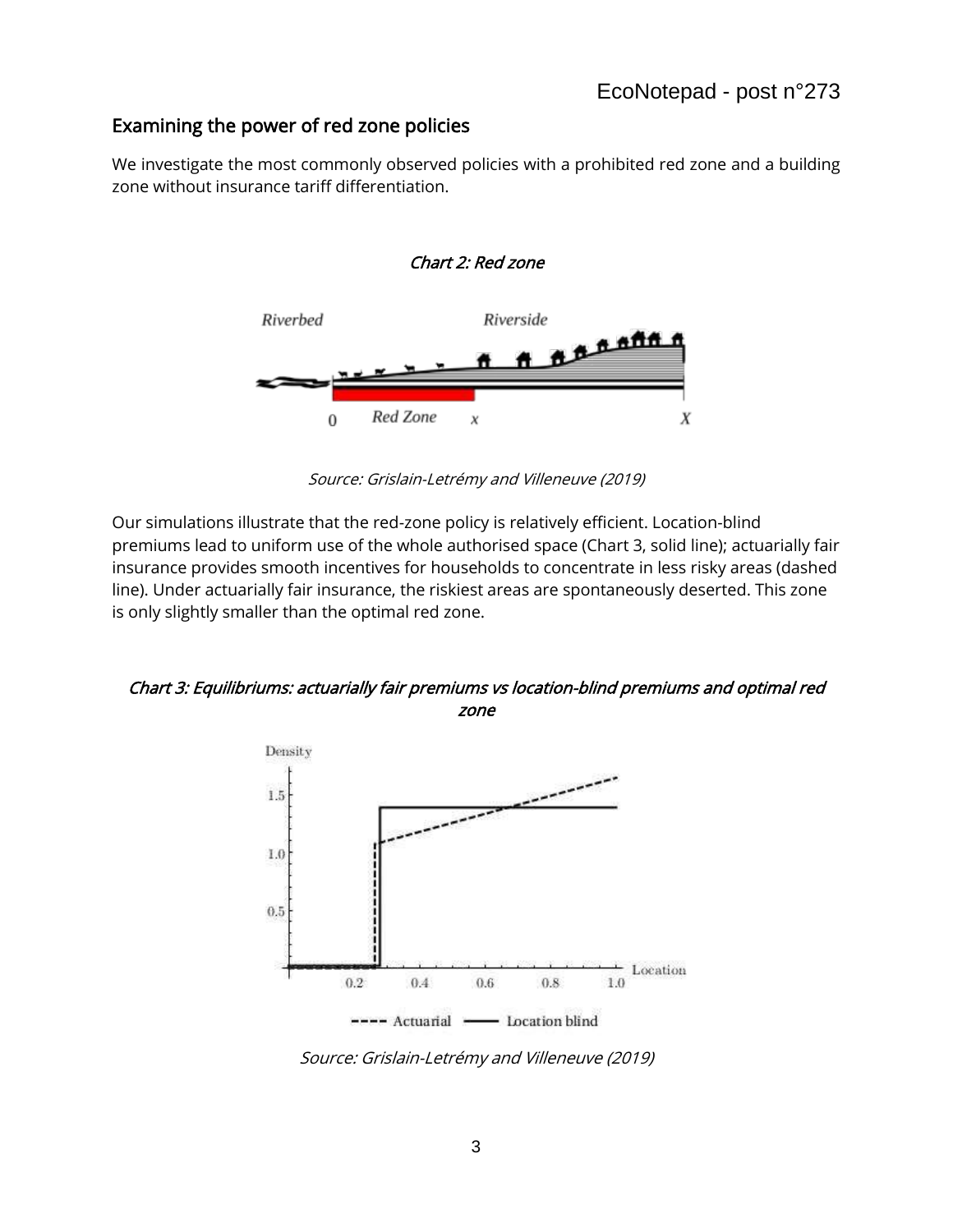## Examining the power of red zone policies

We investigate the most commonly observed policies with a prohibited red zone and a building zone without insurance tariff differentiation.

*Chart 2: Red zone*

*Source: Grislain-Letrémy and Villeneuve (2019)*

Our simulations illustrate that the red-zone policy is relatively efficient. Location-blind premiums lead to uniform use of the whole authorised space (Chart 3, solid line); actuarially fair insurance provides smooth incentives for households to concentrate in less risky areas (dashed line). Under actuarially fair insurance, the riskiest areas are spontaneously deserted. This zone is only slightly smaller than the optimal red zone.

*Chart 3: Equilibriums: actuarially fair premiums vs location-blind premiums and optimal red zone*

*Source: Grislain-Letrémy and Villeneuve (2019)*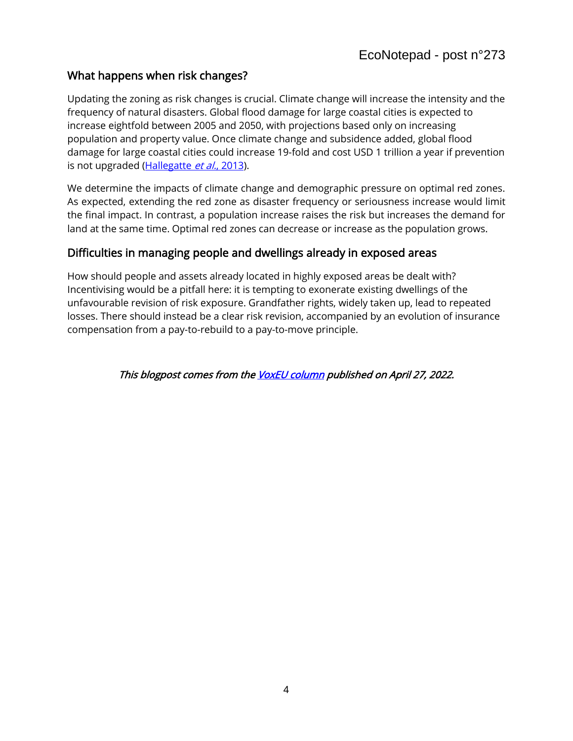## What happens when risk changes?

Updating the zoning as risk changes is crucial. Climate change will increase the intensity and the frequency of natural disasters. Global flood damage for large coastal cities is expected to increase eightfold between 2005 and 2050, with projections based only on increasing population and property value. Once climate change and subsidence added, global flood damage for large coastal cities could increase 19-fold and cost USD 1 trillion a year if prevention is not upgraded (Hallegatte *et al.*, 2013).

We determine the impacts of climate change and demographic pressure on optimal red zones. As expected, extending the red zone as disaster frequency or seriousness increase would limit the final impact. In contrast, a population increase raises the risk but increases the demand for land at the same time. Optimal red zones can decrease or increase as the population grows.

## Difficulties in managing people and dwellings already in exposed areas

How should people and assets already located in highly exposed areas be dealt with? Incentivising would be a pitfall here: it is tempting to exonerate existing dwellings of the unfavourable revision of risk exposure. Grandfather rights, widely taken up, lead to repeated losses. There should instead be a clear risk revision, accompanied by an evolution of insurance compensation from a pay-to-rebuild to a pay-to-move principle.

*This blogpost comes from the VoxEU column published on April 27, 2022.*